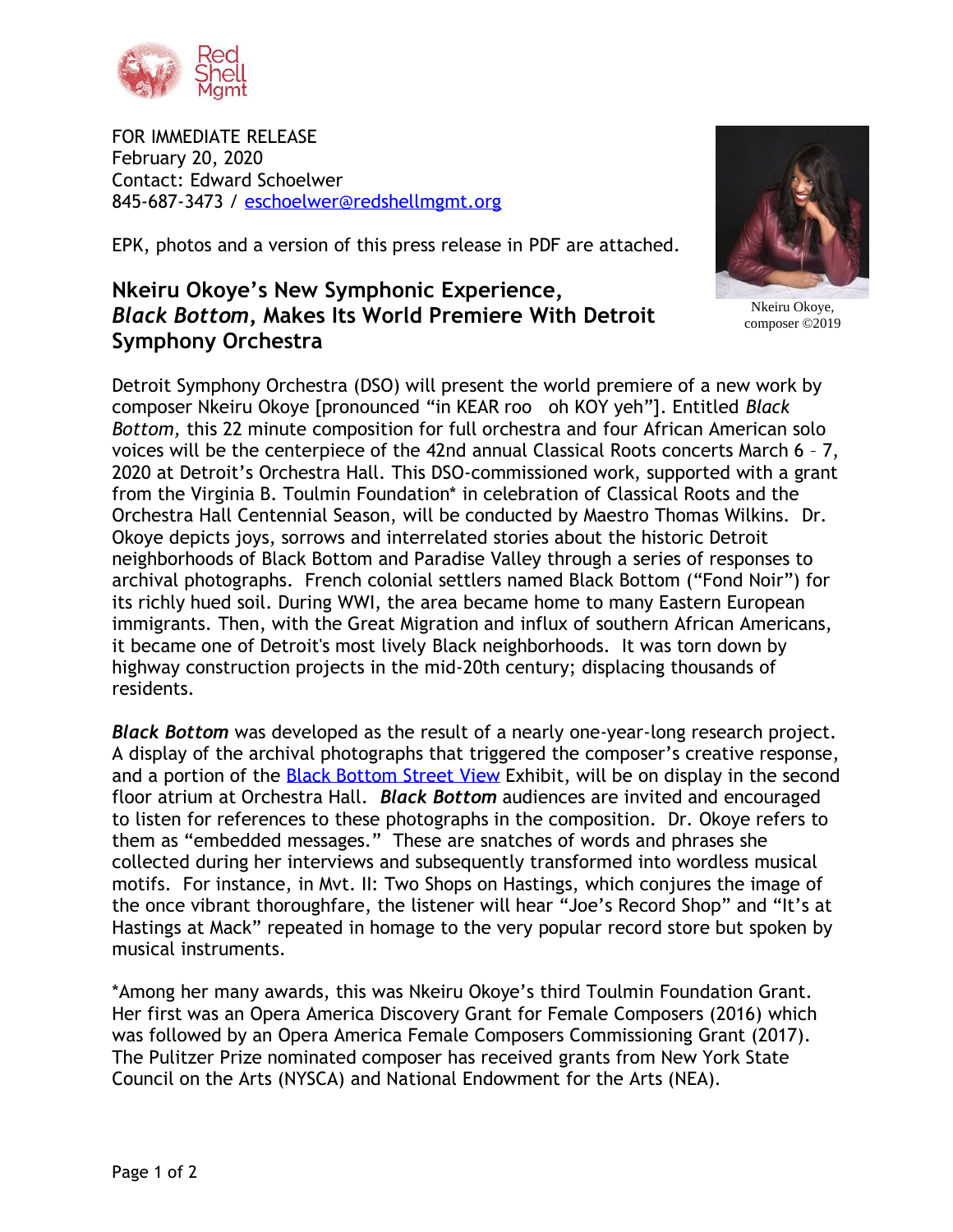Red Shell Mgmt

FOR IMMEDIATE RELEASE
February 20, 2020
Contact: Edward Schoelwer
845-687-3473 / eschoelwer@redshellmgmt.org

EPK, photos and a version of this press release in PDF are attached.

Nkeiru Okoye, composer ©2019

## Nkeiru Okoye's New Symphonic Experience, *Black Bottom,* Makes Its World Premiere With Detroit Symphony Orchestra

Detroit Symphony Orchestra (DSO) will present the world premiere of a new work by composer Nkeiru Okoye [pronounced "in KEAR roo oh KOY yeh"]. Entitled *Black Bottom,* this 22 minute composition for full orchestra and four African American solo voices will be the centerpiece of the 42nd annual Classical Roots concerts March 6 – 7, 2020 at Detroit's Orchestra Hall. This DSO-commissioned work, supported with a grant from the Virginia B. Toulmin Foundation* in celebration of Classical Roots and the Orchestra Hall Centennial Season, will be conducted by Maestro Thomas Wilkins. Dr. Okoye depicts joys, sorrows and interrelated stories about the historic Detroit neighborhoods of Black Bottom and Paradise Valley through a series of responses to archival photographs. French colonial settlers named Black Bottom ("Fond Noir") for its richly hued soil. During WWI, the area became home to many Eastern European immigrants. Then, with the Great Migration and influx of southern African Americans, it became one of Detroit's most lively Black neighborhoods. It was torn down by highway construction projects in the mid-20th century; displacing thousands of residents.

***Black Bottom*** was developed as the result of a nearly one-year-long research project. A display of the archival photographs that triggered the composer's creative response, and a portion of the Black Bottom Street View Exhibit, will be on display in the second floor atrium at Orchestra Hall. ***Black Bottom*** audiences are invited and encouraged to listen for references to these photographs in the composition. Dr. Okoye refers to them as "embedded messages." These are snatches of words and phrases she collected during her interviews and subsequently transformed into wordless musical motifs. For instance, in Mvt. II: Two Shops on Hastings, which conjures the image of the once vibrant thoroughfare, the listener will hear "Joe's Record Shop" and "It's at Hastings at Mack" repeated in homage to the very popular record store but spoken by musical instruments.

*Among her many awards, this was Nkeiru Okoye's third Toulmin Foundation Grant. Her first was an Opera America Discovery Grant for Female Composers (2016) which was followed by an Opera America Female Composers Commissioning Grant (2017). The Pulitzer Prize nominated composer has received grants from New York State Council on the Arts (NYSCA) and National Endowment for the Arts (NEA).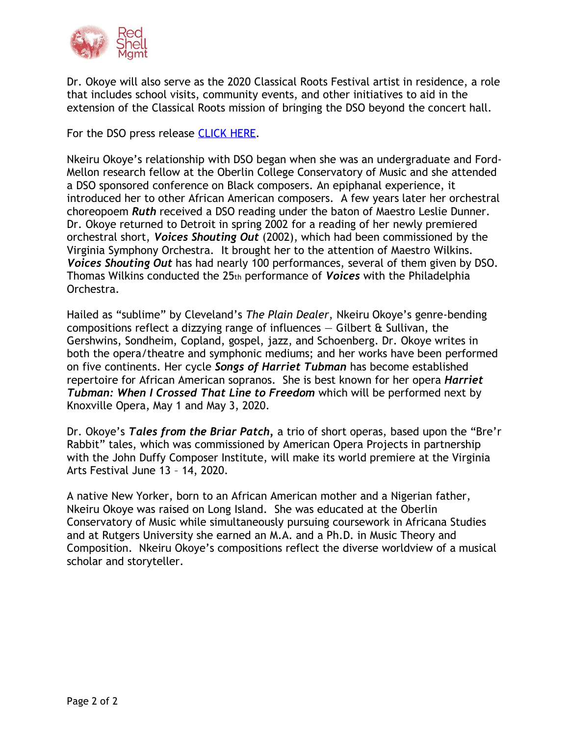Dr. Okoye will also serve as the 2020 Classical Roots Festival artist in residence, a role that includes school visits, community events, and other initiatives to aid in the extension of the Classical Roots mission of bringing the DSO beyond the concert hall.

For the DSO press release CLICK HERE.

Nkeiru Okoye's relationship with DSO began when she was an undergraduate and Ford-Mellon research fellow at the Oberlin College Conservatory of Music and she attended a DSO sponsored conference on Black composers. An epiphanal experience, it introduced her to other African American composers. A few years later her orchestral choreopoem ***Ruth*** received a DSO reading under the baton of Maestro Leslie Dunner. Dr. Okoye returned to Detroit in spring 2002 for a reading of her newly premiered orchestral short, ***Voices Shouting Out*** (2002), which had been commissioned by the Virginia Symphony Orchestra. It brought her to the attention of Maestro Wilkins. ***Voices Shouting Out*** has had nearly 100 performances, several of them given by DSO. Thomas Wilkins conducted the 25th performance of ***Voices*** with the Philadelphia Orchestra.

Hailed as "sublime" by Cleveland's *The Plain Dealer*, Nkeiru Okoye's genre-bending compositions reflect a dizzying range of influences — Gilbert & Sullivan, the Gershwins, Sondheim, Copland, gospel, jazz, and Schoenberg. Dr. Okoye writes in both the opera/theatre and symphonic mediums; and her works have been performed on five continents. Her cycle ***Songs of Harriet Tubman*** has become established repertoire for African American sopranos. She is best known for her opera ***Harriet Tubman: When I Crossed That Line to Freedom*** which will be performed next by Knoxville Opera, May 1 and May 3, 2020.

Dr. Okoye's ***Tales from the Briar Patch,*** a trio of short operas, based upon the "Bre'r Rabbit" tales, which was commissioned by American Opera Projects in partnership with the John Duffy Composer Institute, will make its world premiere at the Virginia Arts Festival June 13 – 14, 2020.

A native New Yorker, born to an African American mother and a Nigerian father, Nkeiru Okoye was raised on Long Island. She was educated at the Oberlin Conservatory of Music while simultaneously pursuing coursework in Africana Studies and at Rutgers University she earned an M.A. and a Ph.D. in Music Theory and Composition. Nkeiru Okoye's compositions reflect the diverse worldview of a musical scholar and storyteller.